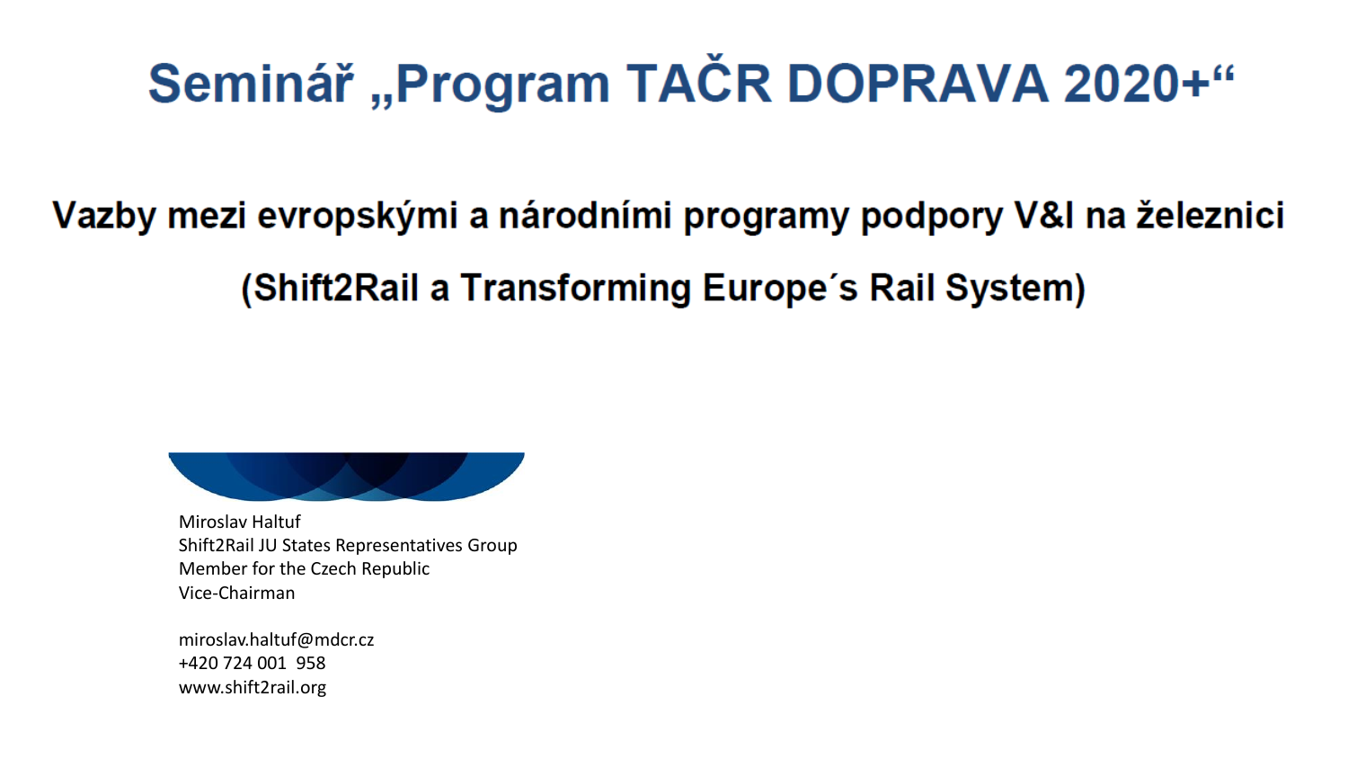# Seminář „Program TAČR DOPRAVA 2020+“

## Vazby mezi evropskými a národními programy podpory V&I na železnici

## (Shift2Rail a Transforming Europe´s Rail System)

Miroslav Haltuf
Shift2Rail JU States Representatives Group
Member for the Czech Republic
Vice-Chairman

miroslav.haltuf@mdcr.cz
+420 724 001 958
www.shift2rail.org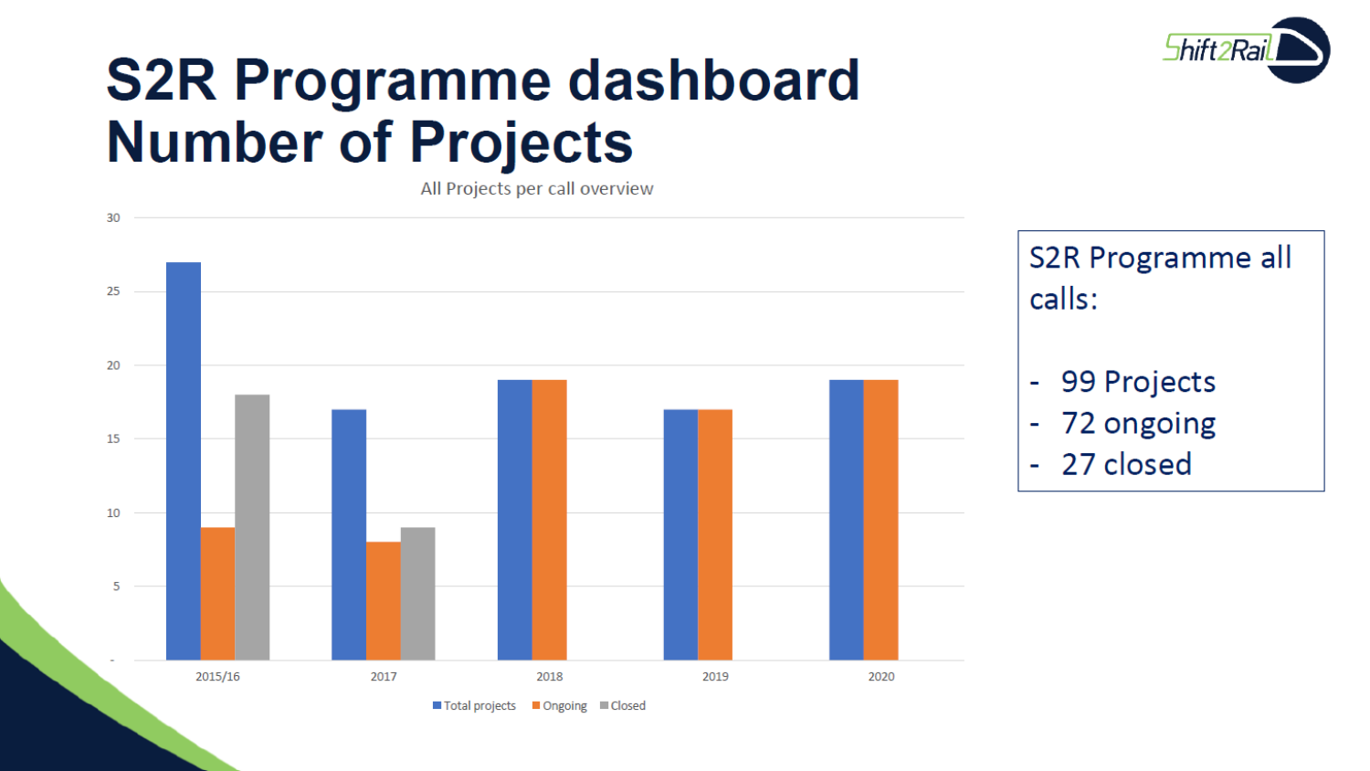# S2R Programme dashboard Number of Projects

All Projects per call overview

| Call | Total projects | Ongoing | Closed |
|---|---|---|---|
| 2015/16 | 27 | 9 | 18 |
| 2017 | 17 | 8 | 9 |
| 2018 | 19 | 19 | |
| 2019 | 17 | 17 | |
| 2020 | 19 | 19 | |

S2R Programme all calls:

- 99 Projects
- 72 ongoing
- 27 closed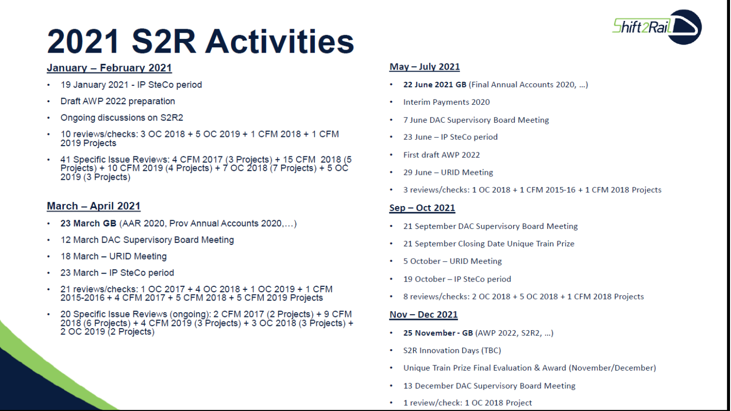# 2021 S2R Activities

## January – February 2021

- 19 January 2021 - IP SteCo period
- Draft AWP 2022 preparation
- Ongoing discussions on S2R2
- 10 reviews/checks: 3 OC 2018 + 5 OC 2019 + 1 CFM 2018 + 1 CFM 2019 Projects
- 41 Specific Issue Reviews: 4 CFM 2017 (3 Projects) + 15 CFM 2018 (5 Projects) + 10 CFM 2019 (4 Projects) + 7 OC 2018 (7 Projects) + 5 OC 2019 (3 Projects)

## March – April 2021

- **23 March GB** (AAR 2020, Prov Annual Accounts 2020,…)
- 12 March DAC Supervisory Board Meeting
- 18 March – URID Meeting
- 23 March – IP SteCo period
- 21 reviews/checks: 1 OC 2017 + 4 OC 2018 + 1 OC 2019 + 1 CFM 2015-2016 + 4 CFM 2017 + 5 CFM 2018 + 5 CFM 2019 Projects
- 20 Specific Issue Reviews (ongoing): 2 CFM 2017 (2 Projects) + 9 CFM 2018 (6 Projects) + 4 CFM 2019 (3 Projects) + 3 OC 2018 (3 Projects) + 2 OC 2019 (2 Projects)

## May – July 2021

- **22 June 2021 GB** (Final Annual Accounts 2020, …)
- Interim Payments 2020
- 7 June DAC Supervisory Board Meeting
- 23 June – IP SteCo period
- First draft AWP 2022
- 29 June – URID Meeting
- 3 reviews/checks: 1 OC 2018 + 1 CFM 2015-16 + 1 CFM 2018 Projects

## Sep – Oct 2021

- 21 September DAC Supervisory Board Meeting
- 21 September Closing Date Unique Train Prize
- 5 October – URID Meeting
- 19 October – IP SteCo period
- 8 reviews/checks: 2 OC 2018 + 5 OC 2018 + 1 CFM 2018 Projects

## Nov – Dec 2021

- **25 November - GB** (AWP 2022, S2R2, …)
- S2R Innovation Days (TBC)
- Unique Train Prize Final Evaluation & Award (November/December)
- 13 December DAC Supervisory Board Meeting
- 1 review/check: 1 OC 2018 Project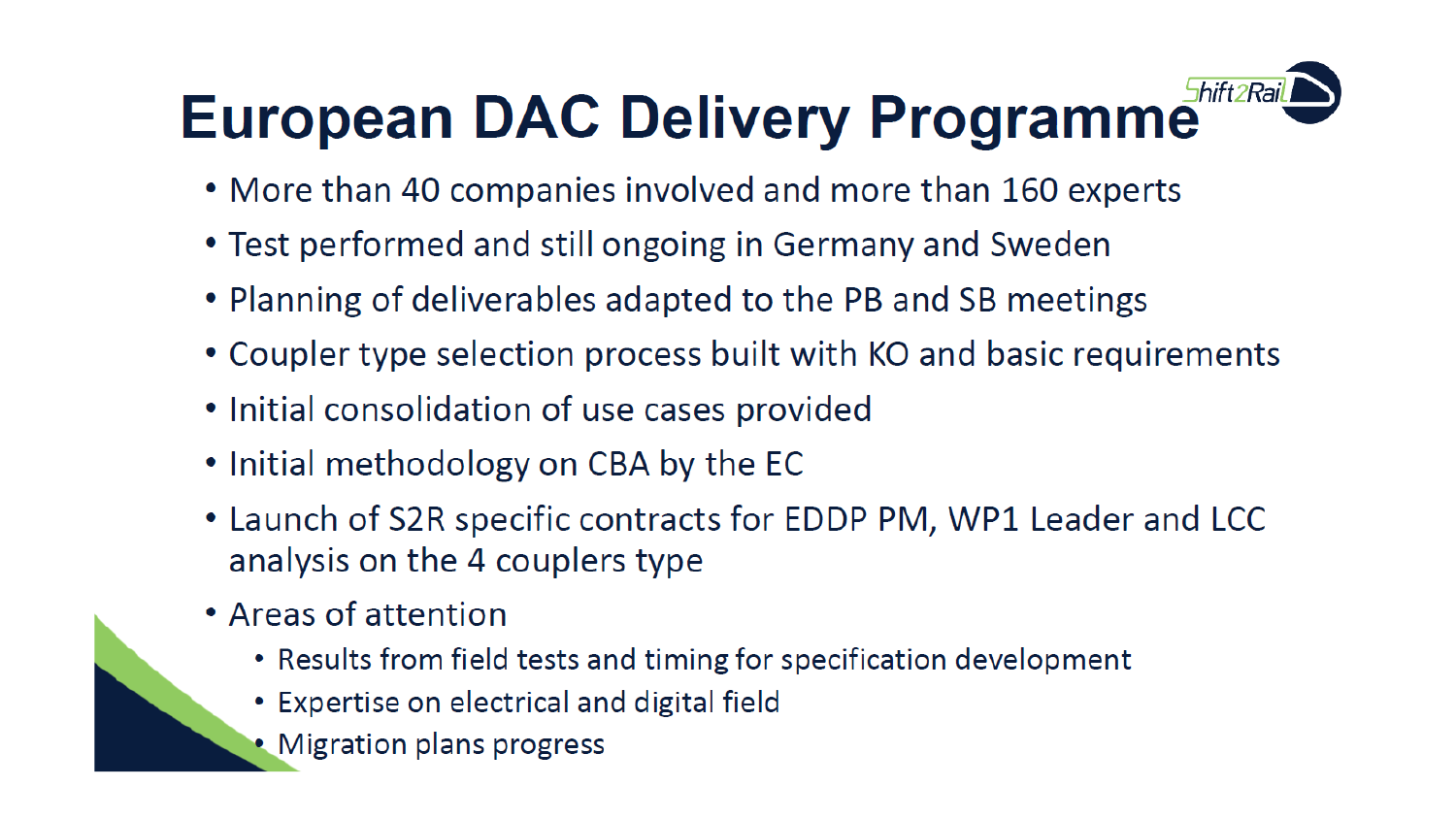# European DAC Delivery Programme

- More than 40 companies involved and more than 160 experts
- Test performed and still ongoing in Germany and Sweden
- Planning of deliverables adapted to the PB and SB meetings
- Coupler type selection process built with KO and basic requirements
- Initial consolidation of use cases provided
- Initial methodology on CBA by the EC
- Launch of S2R specific contracts for EDDP PM, WP1 Leader and LCC analysis on the 4 couplers type
- Areas of attention
  - Results from field tests and timing for specification development
  - Expertise on electrical and digital field
  - Migration plans progress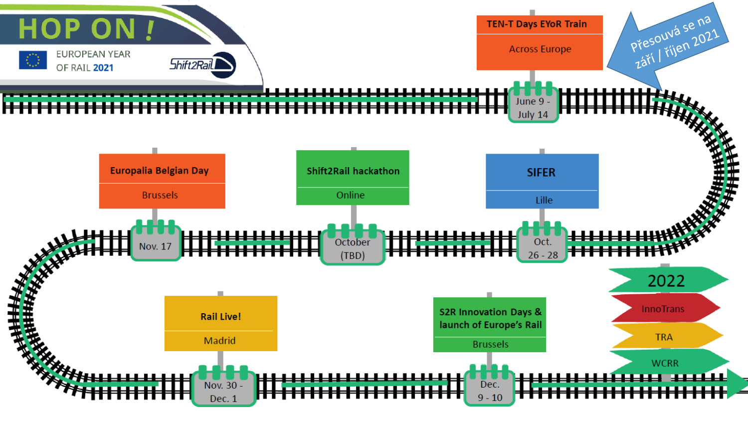# HOP ON !

EUROPEAN YEAR OF RAIL 2021

Shift2Rail

- **TEN-T Days EYoR Train** — Across Europe — June 9 - July 14

  Přesouvá se na září / říjen 2021

- **SIFER** — Lille — Oct. 26 - 28
- **Shift2Rail hackathon** — Online — October (TBD)
- **Europalia Belgian Day** — Brussels — Nov. 17
- **Rail Live!** — Madrid — Nov. 30 - Dec. 1
- **S2R Innovation Days & launch of Europe's Rail** — Brussels — Dec. 9 - 10

**2022**

- InnoTrans
- TRA
- WCRR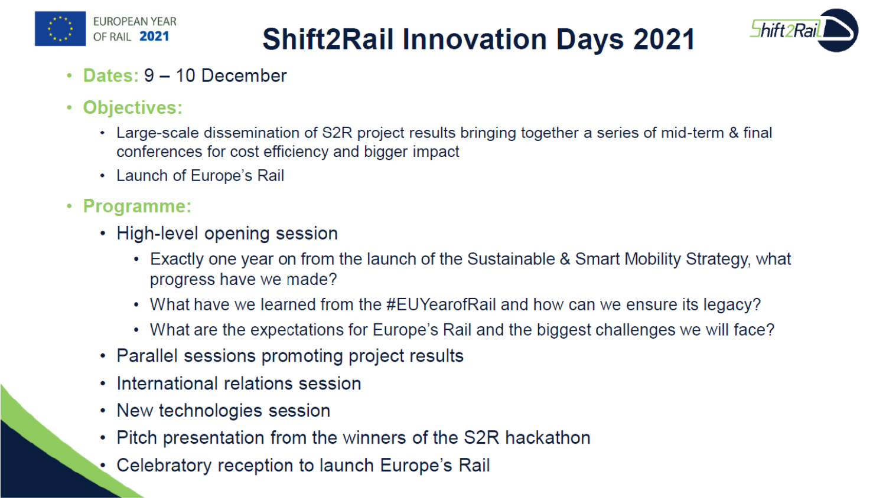# Shift2Rail Innovation Days 2021

- **Dates:** 9 – 10 December
- **Objectives:**
  - Large-scale dissemination of S2R project results bringing together a series of mid-term & final conferences for cost efficiency and bigger impact
  - Launch of Europe's Rail
- **Programme:**
  - High-level opening session
    - Exactly one year on from the launch of the Sustainable & Smart Mobility Strategy, what progress have we made?
    - What have we learned from the #EUYearofRail and how can we ensure its legacy?
    - What are the expectations for Europe's Rail and the biggest challenges we will face?
  - Parallel sessions promoting project results
  - International relations session
  - New technologies session
  - Pitch presentation from the winners of the S2R hackathon
  - Celebratory reception to launch Europe's Rail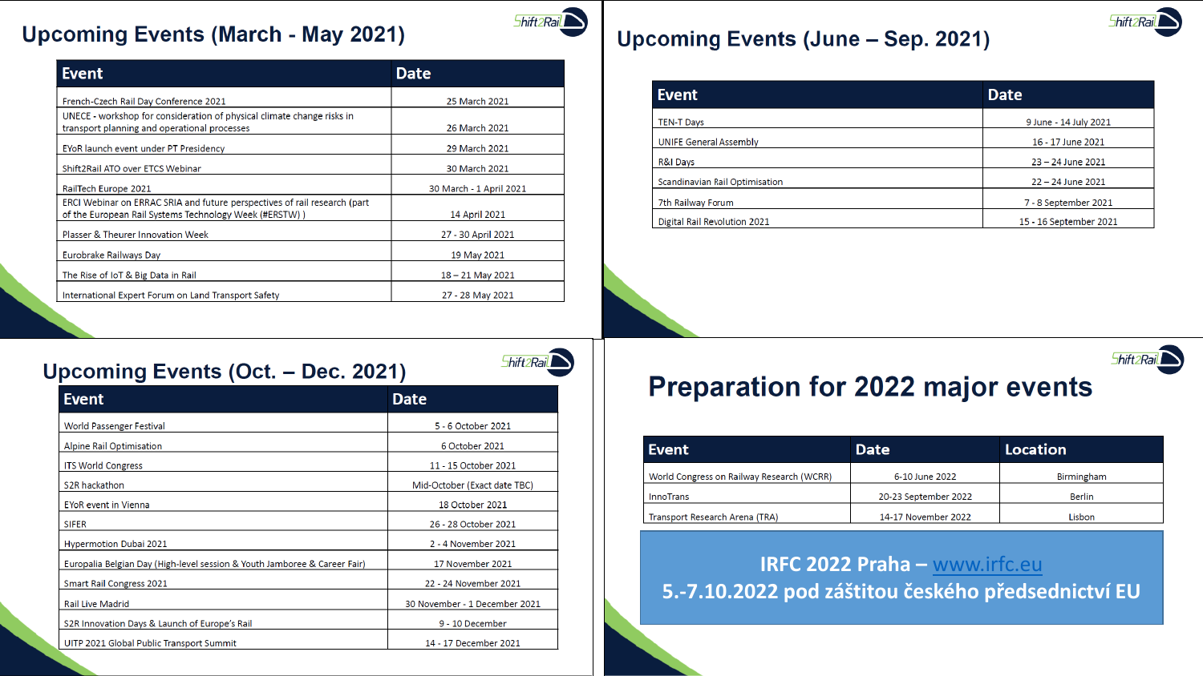## Upcoming Events (March - May 2021)

| Event | Date |
| --- | --- |
| French-Czech Rail Day Conference 2021 | 25 March 2021 |
| UNECE - workshop for consideration of physical climate change risks in transport planning and operational processes | 26 March 2021 |
| EYoR launch event under PT Presidency | 29 March 2021 |
| Shift2Rail ATO over ETCS Webinar | 30 March 2021 |
| RailTech Europe 2021 | 30 March - 1 April 2021 |
| ERCI Webinar on ERRAC SRIA and future perspectives of rail research (part of the European Rail Systems Technology Week (#ERSTW) ) | 14 April 2021 |
| Plasser & Theurer Innovation Week | 27 - 30 April 2021 |
| Eurobrake Railways Day | 19 May 2021 |
| The Rise of IoT & Big Data in Rail | 18 – 21 May 2021 |
| International Expert Forum on Land Transport Safety | 27 - 28 May 2021 |

## Upcoming Events (June – Sep. 2021)

| Event | Date |
| --- | --- |
| TEN-T Days | 9 June - 14 July 2021 |
| UNIFE General Assembly | 16 - 17 June 2021 |
| R&I Days | 23 – 24 June 2021 |
| Scandinavian Rail Optimisation | 22 – 24 June 2021 |
| 7th Railway Forum | 7 - 8 September 2021 |
| Digital Rail Revolution 2021 | 15 - 16 September 2021 |

## Upcoming Events (Oct. – Dec. 2021)

| Event | Date |
| --- | --- |
| World Passenger Festival | 5 - 6 October 2021 |
| Alpine Rail Optimisation | 6 October 2021 |
| ITS World Congress | 11 - 15 October 2021 |
| S2R hackathon | Mid-October (Exact date TBC) |
| EYoR event in Vienna | 18 October 2021 |
| SIFER | 26 - 28 October 2021 |
| Hypermotion Dubai 2021 | 2 - 4 November 2021 |
| Europalia Belgian Day (High-level session & Youth Jamboree & Career Fair) | 17 November 2021 |
| Smart Rail Congress 2021 | 22 - 24 November 2021 |
| Rail Live Madrid | 30 November - 1 December 2021 |
| S2R Innovation Days & Launch of Europe's Rail | 9 - 10 December |
| UITP 2021 Global Public Transport Summit | 14 - 17 December 2021 |

## Preparation for 2022 major events

| Event | Date | Location |
| --- | --- | --- |
| World Congress on Railway Research (WCRR) | 6-10 June 2022 | Birmingham |
| InnoTrans | 20-23 September 2022 | Berlin |
| Transport Research Arena (TRA) | 14-17 November 2022 | Lisbon |

**IRFC 2022 Praha – www.irfc.eu**
**5.-7.10.2022 pod záštitou českého předsednictví EU**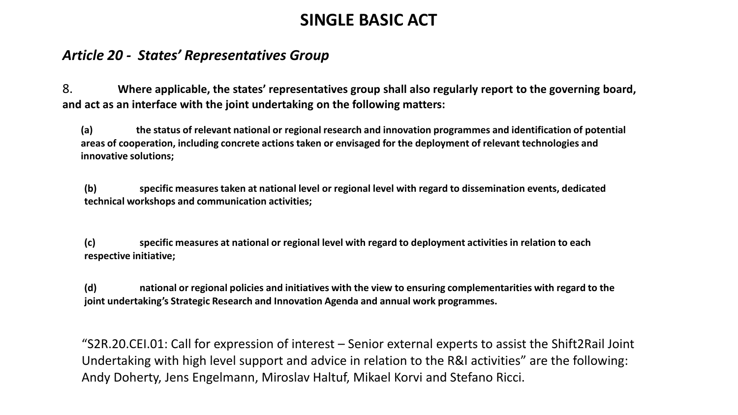# SINGLE BASIC ACT

## *Article 20 - States' Representatives Group*

8. **Where applicable, the states' representatives group shall also regularly report to the governing board, and act as an interface with the joint undertaking on the following matters:**

**(a) the status of relevant national or regional research and innovation programmes and identification of potential areas of cooperation, including concrete actions taken or envisaged for the deployment of relevant technologies and innovative solutions;**

**(b) specific measures taken at national level or regional level with regard to dissemination events, dedicated technical workshops and communication activities;**

**(c) specific measures at national or regional level with regard to deployment activities in relation to each respective initiative;**

**(d) national or regional policies and initiatives with the view to ensuring complementarities with regard to the joint undertaking's Strategic Research and Innovation Agenda and annual work programmes.**

"S2R.20.CEI.01: Call for expression of interest – Senior external experts to assist the Shift2Rail Joint Undertaking with high level support and advice in relation to the R&I activities" are the following: Andy Doherty, Jens Engelmann, Miroslav Haltuf, Mikael Korvi and Stefano Ricci.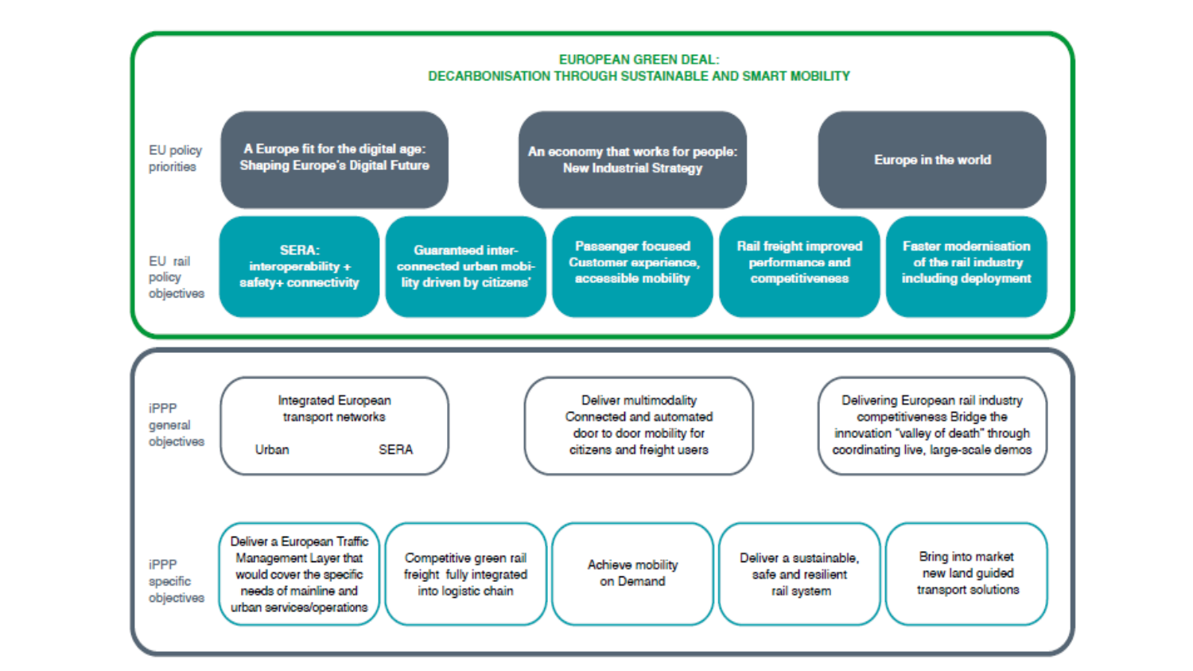## EUROPEAN GREEN DEAL: DECARBONISATION THROUGH SUSTAINABLE AND SMART MOBILITY

**EU policy priorities**

- **A Europe fit for the digital age: Shaping Europe's Digital Future**
- **An economy that works for people: New Industrial Strategy**
- **Europe in the world**

**EU rail policy objectives**

- **SERA: interoperability + safety+ connectivity**
- **Guaranteed inter-connected urban mobi-lity driven by citizens'**
- **Passenger focused Customer experience, accessible mobility**
- **Rail freight improved performance and competitiveness**
- **Faster modernisation of the rail industry including deployment**

**iPPP general objectives**

- Integrated European transport networks
  - Urban
  - SERA
- Deliver multimodality Connected and automated door to door mobility for citizens and freight users
- Delivering European rail industry competitiveness Bridge the innovation "valley of death" through coordinating live, large-scale demos

**iPPP specific objectives**

- Deliver a European Traffic Management Layer that would cover the specific needs of mainline and urban services/operations
- Competitive green rail freight fully integrated into logistic chain
- Achieve mobility on Demand
- Deliver a sustainable, safe and resilient rail system
- Bring into market new land guided transport solutions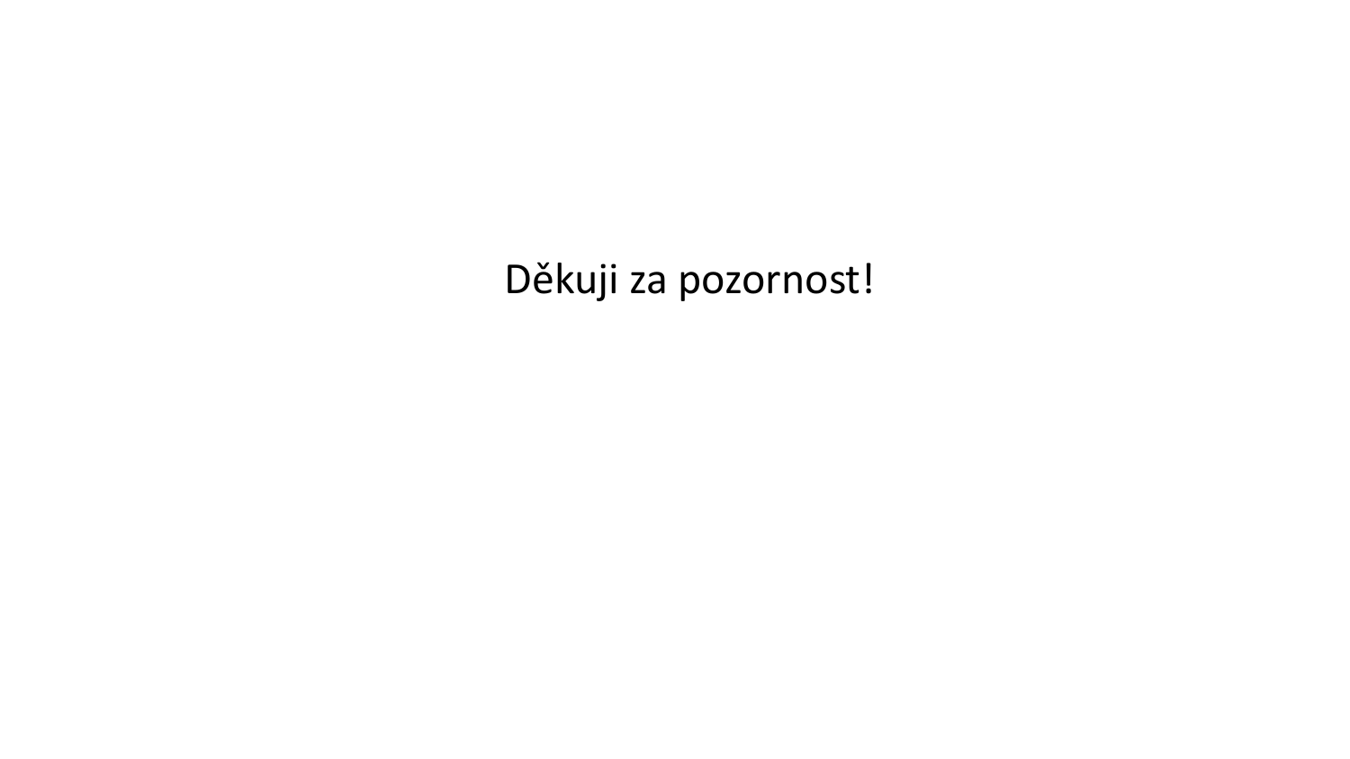Děkuji za pozornost!